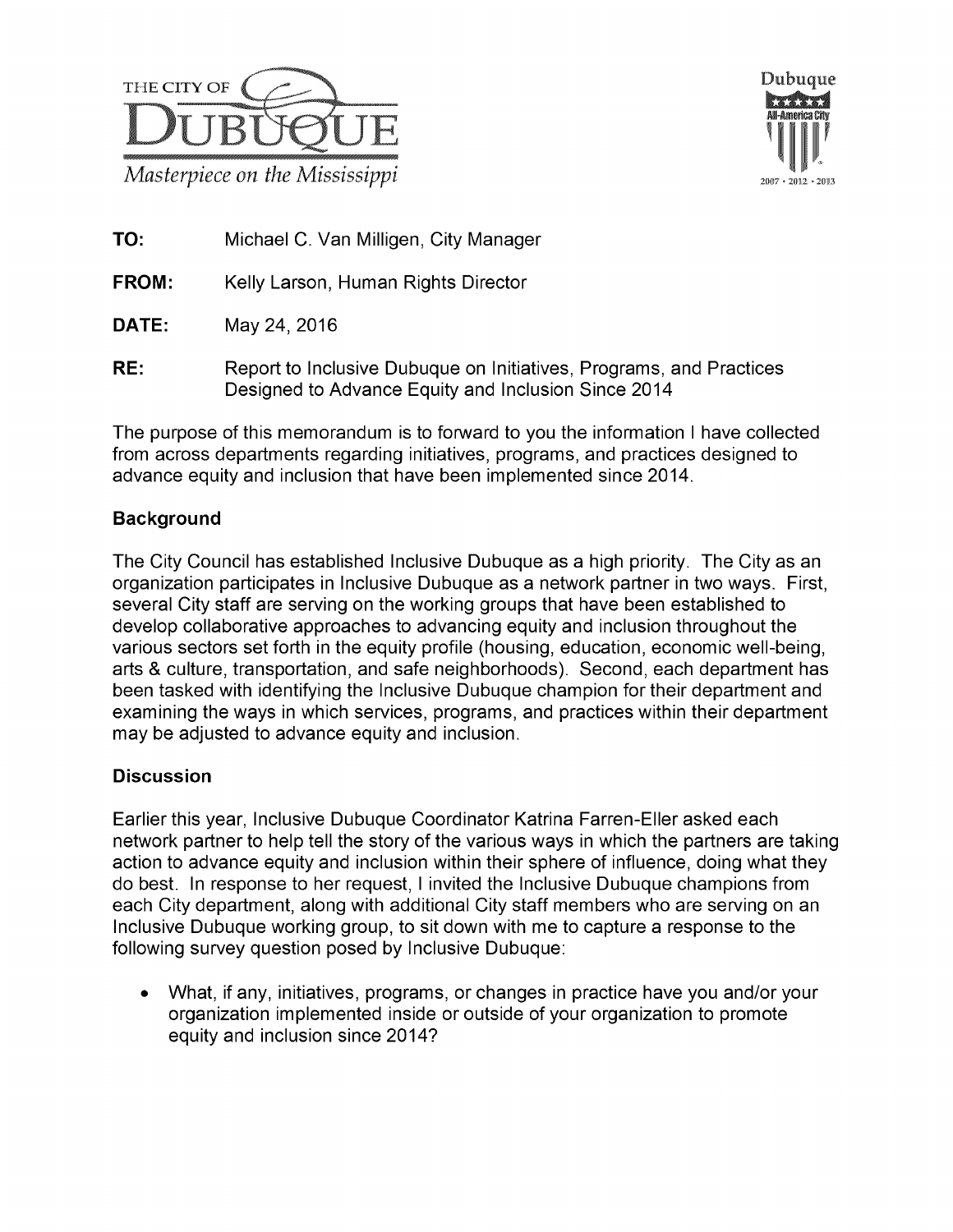THE CITY OF DUBUQUE

*Masterpiece on the Mississippi*

Dubuque All-America City 2007 • 2012 • 2013

**TO:** Michael C. Van Milligen, City Manager

**FROM:** Kelly Larson, Human Rights Director

**DATE:** May 24, 2016

**RE:** Report to Inclusive Dubuque on Initiatives, Programs, and Practices Designed to Advance Equity and Inclusion Since 2014

The purpose of this memorandum is to forward to you the information I have collected from across departments regarding initiatives, programs, and practices designed to advance equity and inclusion that have been implemented since 2014.

## Background

The City Council has established Inclusive Dubuque as a high priority. The City as an organization participates in Inclusive Dubuque as a network partner in two ways. First, several City staff are serving on the working groups that have been established to develop collaborative approaches to advancing equity and inclusion throughout the various sectors set forth in the equity profile (housing, education, economic well-being, arts & culture, transportation, and safe neighborhoods). Second, each department has been tasked with identifying the Inclusive Dubuque champion for their department and examining the ways in which services, programs, and practices within their department may be adjusted to advance equity and inclusion.

## Discussion

Earlier this year, Inclusive Dubuque Coordinator Katrina Farren-Eller asked each network partner to help tell the story of the various ways in which the partners are taking action to advance equity and inclusion within their sphere of influence, doing what they do best. In response to her request, I invited the Inclusive Dubuque champions from each City department, along with additional City staff members who are serving on an Inclusive Dubuque working group, to sit down with me to capture a response to the following survey question posed by Inclusive Dubuque:

- What, if any, initiatives, programs, or changes in practice have you and/or your organization implemented inside or outside of your organization to promote equity and inclusion since 2014?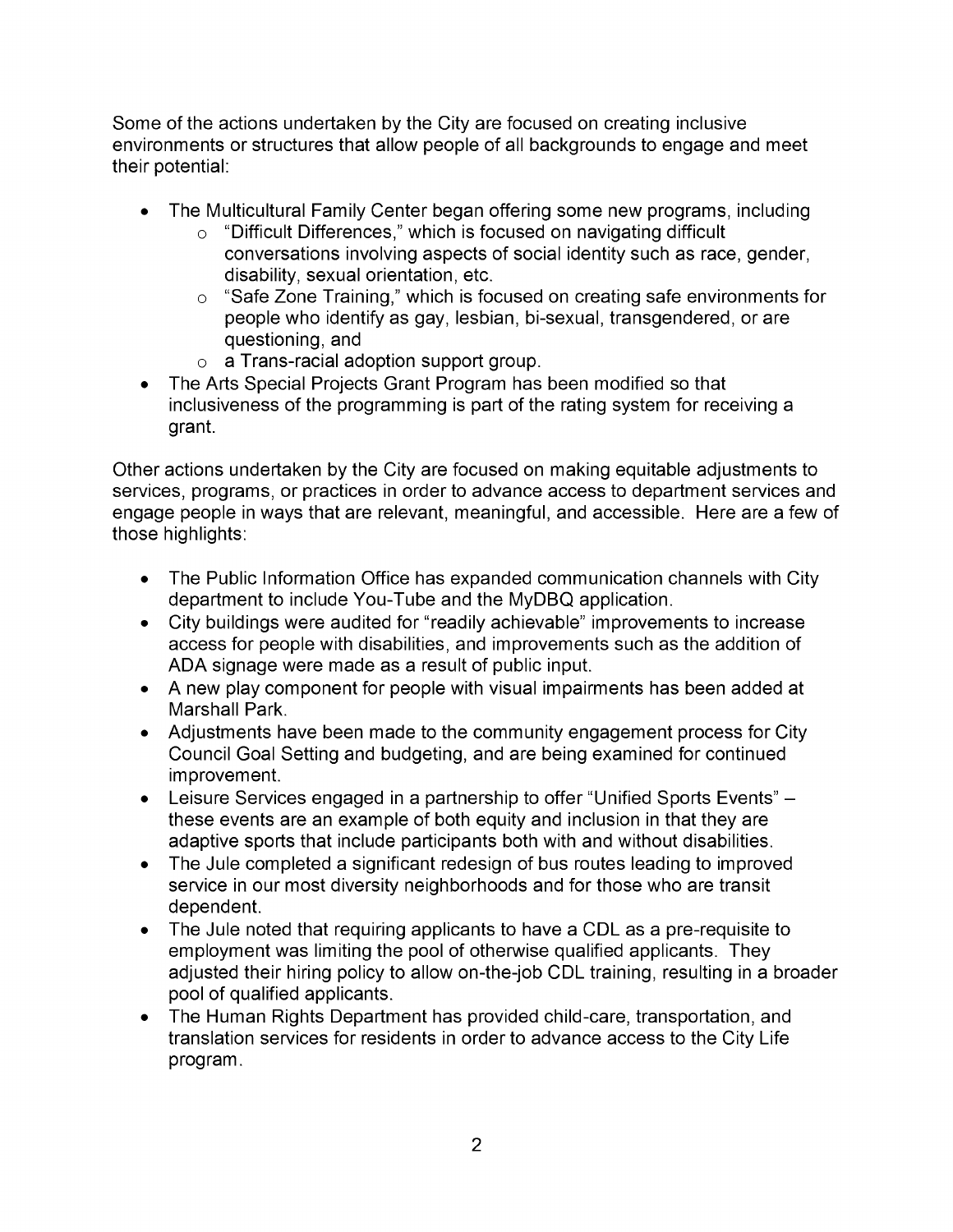Some of the actions undertaken by the City are focused on creating inclusive environments or structures that allow people of all backgrounds to engage and meet their potential:

- The Multicultural Family Center began offering some new programs, including
  - "Difficult Differences," which is focused on navigating difficult conversations involving aspects of social identity such as race, gender, disability, sexual orientation, etc.
  - "Safe Zone Training," which is focused on creating safe environments for people who identify as gay, lesbian, bi-sexual, transgendered, or are questioning, and
  - a Trans-racial adoption support group.
- The Arts Special Projects Grant Program has been modified so that inclusiveness of the programming is part of the rating system for receiving a grant.

Other actions undertaken by the City are focused on making equitable adjustments to services, programs, or practices in order to advance access to department services and engage people in ways that are relevant, meaningful, and accessible. Here are a few of those highlights:

- The Public Information Office has expanded communication channels with City department to include You-Tube and the MyDBQ application.
- City buildings were audited for "readily achievable" improvements to increase access for people with disabilities, and improvements such as the addition of ADA signage were made as a result of public input.
- A new play component for people with visual impairments has been added at Marshall Park.
- Adjustments have been made to the community engagement process for City Council Goal Setting and budgeting, and are being examined for continued improvement.
- Leisure Services engaged in a partnership to offer "Unified Sports Events" – these events are an example of both equity and inclusion in that they are adaptive sports that include participants both with and without disabilities.
- The Jule completed a significant redesign of bus routes leading to improved service in our most diversity neighborhoods and for those who are transit dependent.
- The Jule noted that requiring applicants to have a CDL as a pre-requisite to employment was limiting the pool of otherwise qualified applicants. They adjusted their hiring policy to allow on-the-job CDL training, resulting in a broader pool of qualified applicants.
- The Human Rights Department has provided child-care, transportation, and translation services for residents in order to advance access to the City Life program.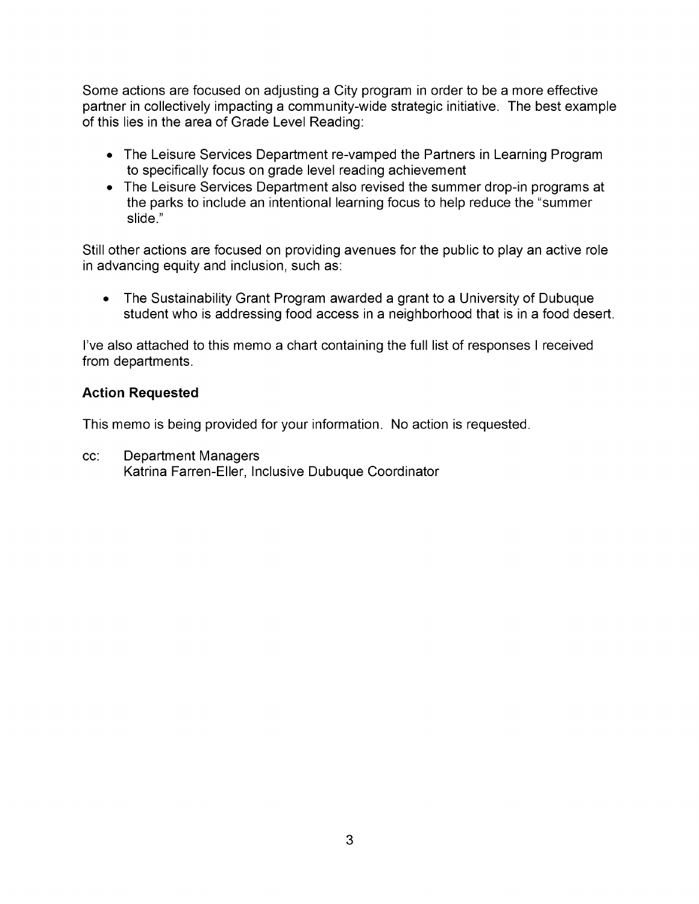Some actions are focused on adjusting a City program in order to be a more effective partner in collectively impacting a community-wide strategic initiative. The best example of this lies in the area of Grade Level Reading:

- The Leisure Services Department re-vamped the Partners in Learning Program to specifically focus on grade level reading achievement
- The Leisure Services Department also revised the summer drop-in programs at the parks to include an intentional learning focus to help reduce the "summer slide."

Still other actions are focused on providing avenues for the public to play an active role in advancing equity and inclusion, such as:

- The Sustainability Grant Program awarded a grant to a University of Dubuque student who is addressing food access in a neighborhood that is in a food desert.

I've also attached to this memo a chart containing the full list of responses I received from departments.

**Action Requested**

This memo is being provided for your information. No action is requested.

cc: Department Managers
Katrina Farren-Eller, Inclusive Dubuque Coordinator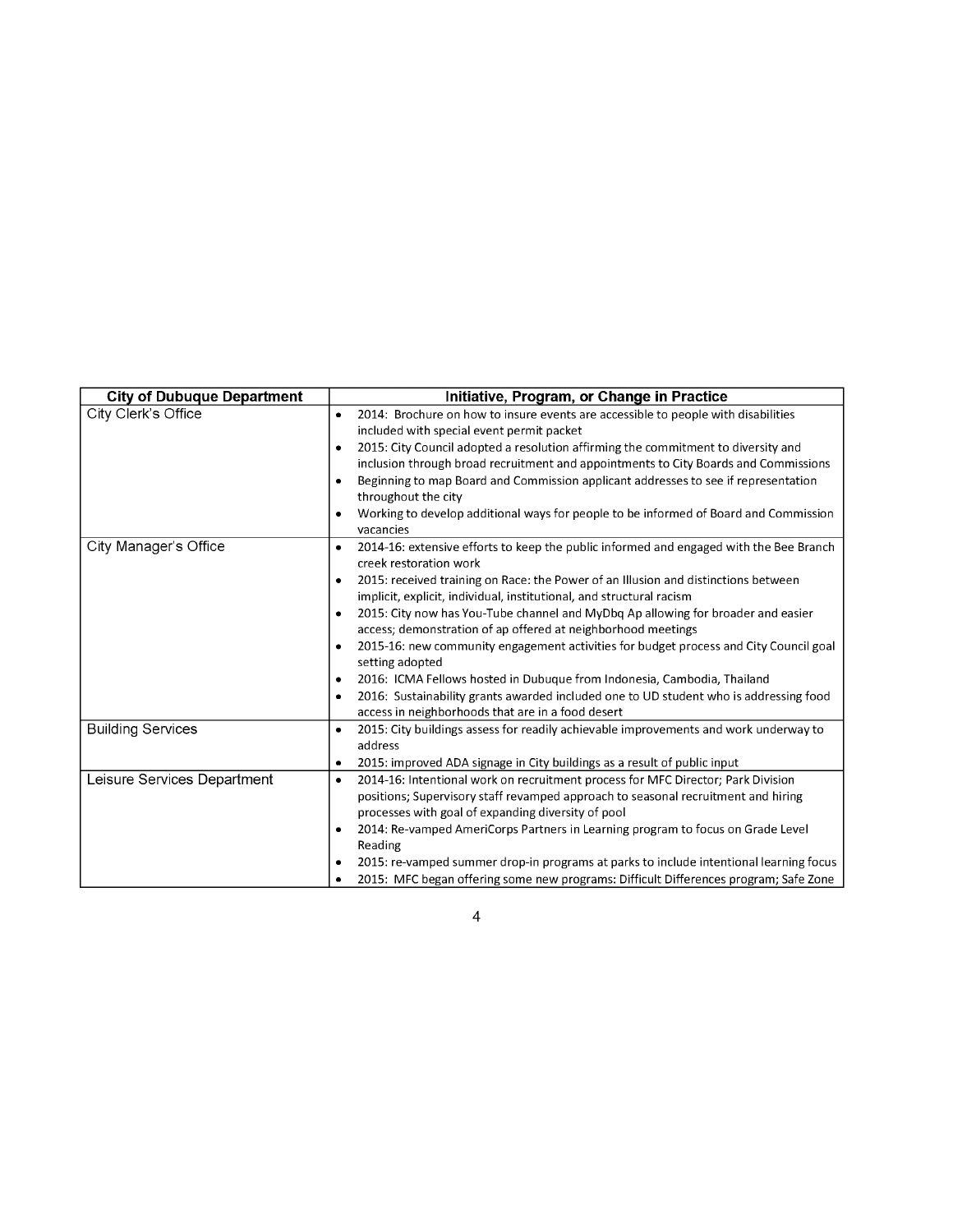| City of Dubuque Department | Initiative, Program, or Change in Practice |
| --- | --- |
| City Clerk's Office | • 2014: Brochure on how to insure events are accessible to people with disabilities included with special event permit packet<br>• 2015: City Council adopted a resolution affirming the commitment to diversity and inclusion through broad recruitment and appointments to City Boards and Commissions<br>• Beginning to map Board and Commission applicant addresses to see if representation throughout the city<br>• Working to develop additional ways for people to be informed of Board and Commission vacancies |
| City Manager's Office | • 2014-16: extensive efforts to keep the public informed and engaged with the Bee Branch creek restoration work<br>• 2015: received training on Race: the Power of an Illusion and distinctions between implicit, explicit, individual, institutional, and structural racism<br>• 2015: City now has You-Tube channel and MyDbq Ap allowing for broader and easier access; demonstration of ap offered at neighborhood meetings<br>• 2015-16: new community engagement activities for budget process and City Council goal setting adopted<br>• 2016: ICMA Fellows hosted in Dubuque from Indonesia, Cambodia, Thailand<br>• 2016: Sustainability grants awarded included one to UD student who is addressing food access in neighborhoods that are in a food desert |
| Building Services | • 2015: City buildings assess for readily achievable improvements and work underway to address<br>• 2015: improved ADA signage in City buildings as a result of public input |
| Leisure Services Department | • 2014-16: Intentional work on recruitment process for MFC Director; Park Division positions; Supervisory staff revamped approach to seasonal recruitment and hiring processes with goal of expanding diversity of pool<br>• 2014: Re-vamped AmeriCorps Partners in Learning program to focus on Grade Level Reading<br>• 2015: re-vamped summer drop-in programs at parks to include intentional learning focus<br>• 2015: MFC began offering some new programs: Difficult Differences program; Safe Zone |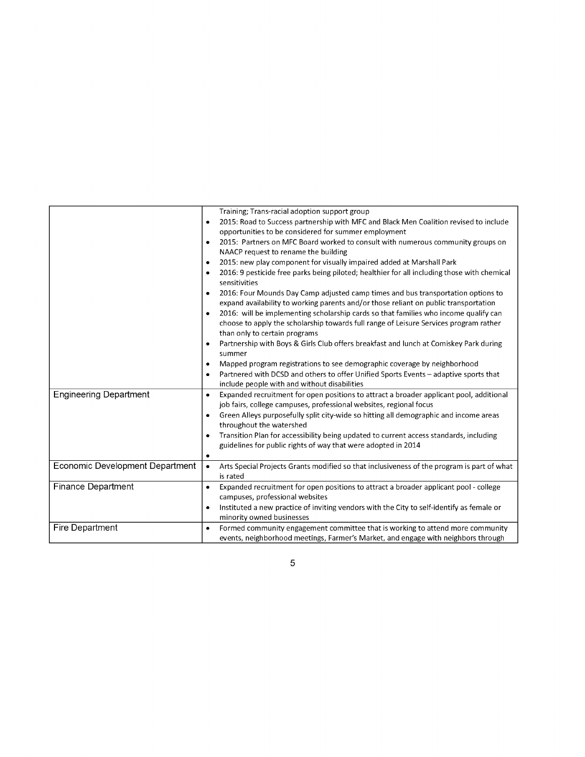| | |
|---|---|
| | Training; Trans-racial adoption support group<br>• 2015: Road to Success partnership with MFC and Black Men Coalition revised to include opportunities to be considered for summer employment<br>• 2015: Partners on MFC Board worked to consult with numerous community groups on NAACP request to rename the building<br>• 2015: new play component for visually impaired added at Marshall Park<br>• 2016: 9 pesticide free parks being piloted; healthier for all including those with chemical sensitivities<br>• 2016: Four Mounds Day Camp adjusted camp times and bus transportation options to expand availability to working parents and/or those reliant on public transportation<br>• 2016: will be implementing scholarship cards so that families who income qualify can choose to apply the scholarship towards full range of Leisure Services program rather than only to certain programs<br>• Partnership with Boys & Girls Club offers breakfast and lunch at Comiskey Park during summer<br>• Mapped program registrations to see demographic coverage by neighborhood<br>• Partnered with DCSD and others to offer Unified Sports Events – adaptive sports that include people with and without disabilities |
| Engineering Department | • Expanded recruitment for open positions to attract a broader applicant pool, additional job fairs, college campuses, professional websites, regional focus<br>• Green Alleys purposefully split city-wide so hitting all demographic and income areas throughout the watershed<br>• Transition Plan for accessibility being updated to current access standards, including guidelines for public rights of way that were adopted in 2014<br>• |
| Economic Development Department | • Arts Special Projects Grants modified so that inclusiveness of the program is part of what is rated |
| Finance Department | • Expanded recruitment for open positions to attract a broader applicant pool - college campuses, professional websites<br>• Instituted a new practice of inviting vendors with the City to self-identify as female or minority owned businesses |
| Fire Department | • Formed community engagement committee that is working to attend more community events, neighborhood meetings, Farmer's Market, and engage with neighbors through |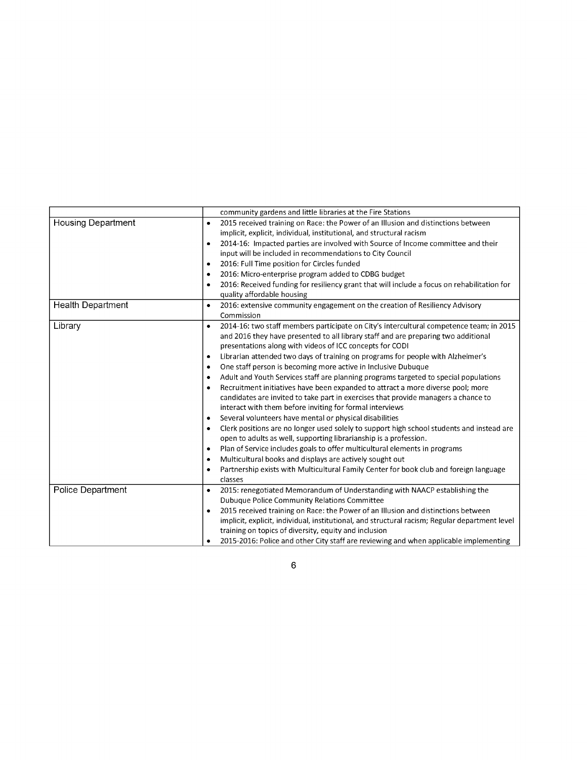| | |
|---|---|
| | community gardens and little libraries at the Fire Stations |
| Housing Department | • 2015 received training on Race: the Power of an Illusion and distinctions between implicit, explicit, individual, institutional, and structural racism<br>• 2014-16: Impacted parties are involved with Source of Income committee and their input will be included in recommendations to City Council<br>• 2016: Full Time position for Circles funded<br>• 2016: Micro-enterprise program added to CDBG budget<br>• 2016: Received funding for resiliency grant that will include a focus on rehabilitation for quality affordable housing |
| Health Department | • 2016: extensive community engagement on the creation of Resiliency Advisory Commission |
| Library | • 2014-16: two staff members participate on City's intercultural competence team; in 2015 and 2016 they have presented to all library staff and are preparing two additional presentations along with videos of ICC concepts for CODI<br>• Librarian attended two days of training on programs for people with Alzheimer's<br>• One staff person is becoming more active in Inclusive Dubuque<br>• Adult and Youth Services staff are planning programs targeted to special populations<br>• Recruitment initiatives have been expanded to attract a more diverse pool; more candidates are invited to take part in exercises that provide managers a chance to interact with them before inviting for formal interviews<br>• Several volunteers have mental or physical disabilities<br>• Clerk positions are no longer used solely to support high school students and instead are open to adults as well, supporting librarianship is a profession.<br>• Plan of Service includes goals to offer multicultural elements in programs<br>• Multicultural books and displays are actively sought out<br>• Partnership exists with Multicultural Family Center for book club and foreign language classes |
| Police Department | • 2015: renegotiated Memorandum of Understanding with NAACP establishing the Dubuque Police Community Relations Committee<br>• 2015 received training on Race: the Power of an Illusion and distinctions between implicit, explicit, individual, institutional, and structural racism; Regular department level training on topics of diversity, equity and inclusion<br>• 2015-2016: Police and other City staff are reviewing and when applicable implementing |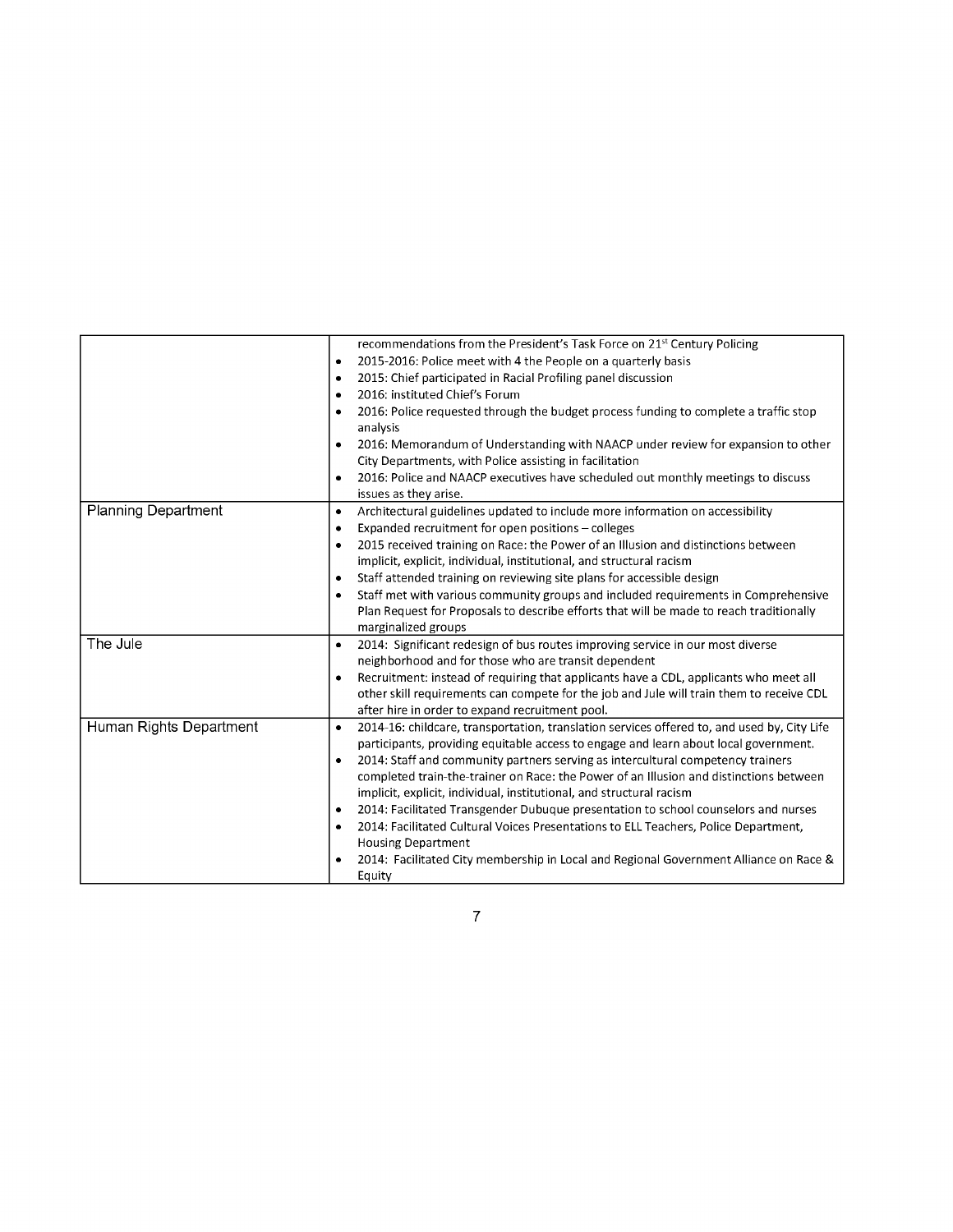| | |
|---|---|
| | recommendations from the President's Task Force on 21st Century Policing<br>• 2015-2016: Police meet with 4 the People on a quarterly basis<br>• 2015: Chief participated in Racial Profiling panel discussion<br>• 2016: instituted Chief's Forum<br>• 2016: Police requested through the budget process funding to complete a traffic stop analysis<br>• 2016: Memorandum of Understanding with NAACP under review for expansion to other City Departments, with Police assisting in facilitation<br>• 2016: Police and NAACP executives have scheduled out monthly meetings to discuss issues as they arise. |
| Planning Department | • Architectural guidelines updated to include more information on accessibility<br>• Expanded recruitment for open positions – colleges<br>• 2015 received training on Race: the Power of an Illusion and distinctions between implicit, explicit, individual, institutional, and structural racism<br>• Staff attended training on reviewing site plans for accessible design<br>• Staff met with various community groups and included requirements in Comprehensive Plan Request for Proposals to describe efforts that will be made to reach traditionally marginalized groups |
| The Jule | • 2014: Significant redesign of bus routes improving service in our most diverse neighborhood and for those who are transit dependent<br>• Recruitment: instead of requiring that applicants have a CDL, applicants who meet all other skill requirements can compete for the job and Jule will train them to receive CDL after hire in order to expand recruitment pool. |
| Human Rights Department | • 2014-16: childcare, transportation, translation services offered to, and used by, City Life participants, providing equitable access to engage and learn about local government.<br>• 2014: Staff and community partners serving as intercultural competency trainers completed train-the-trainer on Race: the Power of an Illusion and distinctions between implicit, explicit, individual, institutional, and structural racism<br>• 2014: Facilitated Transgender Dubuque presentation to school counselors and nurses<br>• 2014: Facilitated Cultural Voices Presentations to ELL Teachers, Police Department, Housing Department<br>• 2014: Facilitated City membership in Local and Regional Government Alliance on Race & Equity |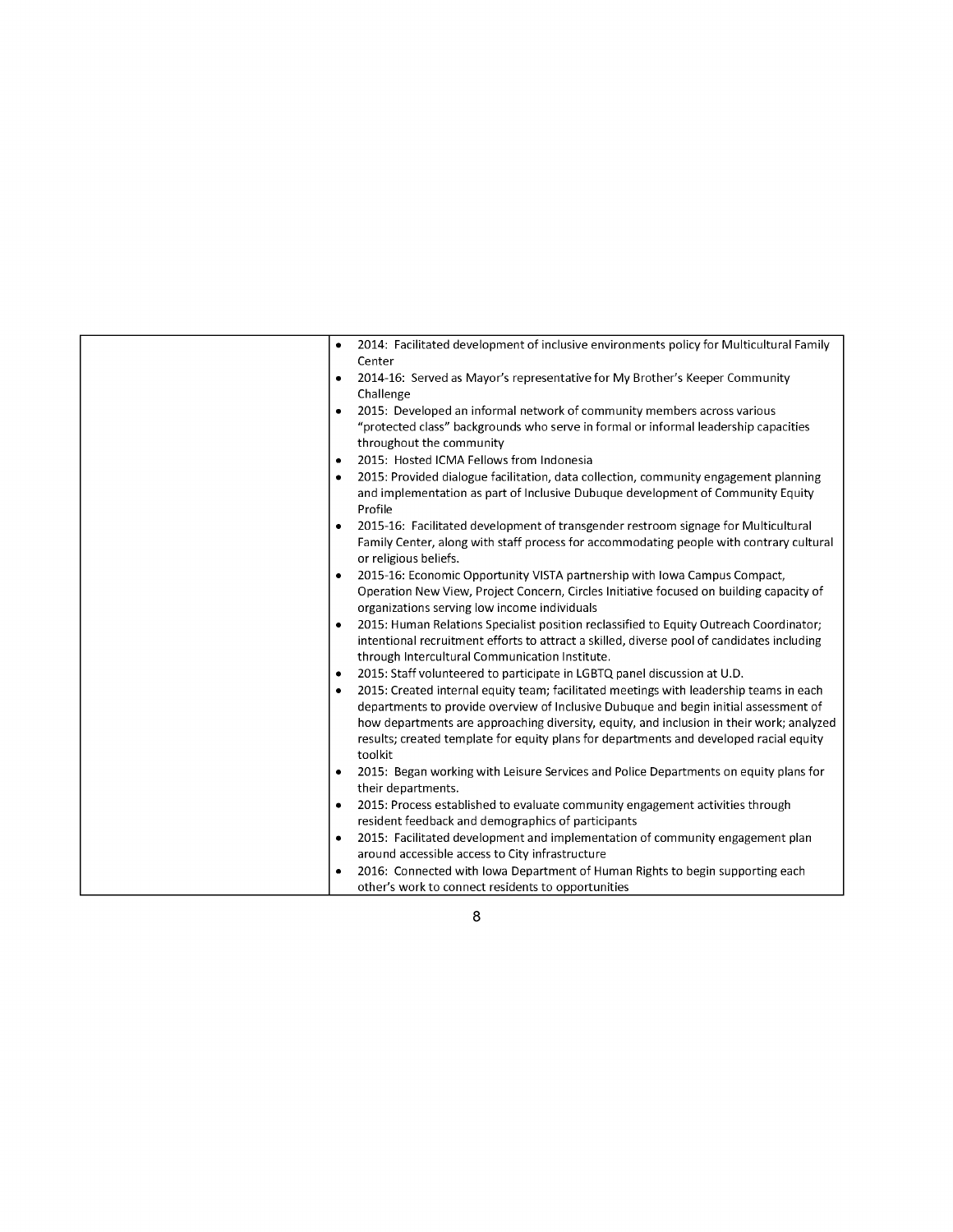| | |
|---|---|
| | • 2014: Facilitated development of inclusive environments policy for Multicultural Family Center<br>• 2014-16: Served as Mayor's representative for My Brother's Keeper Community Challenge<br>• 2015: Developed an informal network of community members across various "protected class" backgrounds who serve in formal or informal leadership capacities throughout the community<br>• 2015: Hosted ICMA Fellows from Indonesia<br>• 2015: Provided dialogue facilitation, data collection, community engagement planning and implementation as part of Inclusive Dubuque development of Community Equity Profile<br>• 2015-16: Facilitated development of transgender restroom signage for Multicultural Family Center, along with staff process for accommodating people with contrary cultural or religious beliefs.<br>• 2015-16: Economic Opportunity VISTA partnership with Iowa Campus Compact, Operation New View, Project Concern, Circles Initiative focused on building capacity of organizations serving low income individuals<br>• 2015: Human Relations Specialist position reclassified to Equity Outreach Coordinator; intentional recruitment efforts to attract a skilled, diverse pool of candidates including through Intercultural Communication Institute.<br>• 2015: Staff volunteered to participate in LGBTQ panel discussion at U.D.<br>• 2015: Created internal equity team; facilitated meetings with leadership teams in each departments to provide overview of Inclusive Dubuque and begin initial assessment of how departments are approaching diversity, equity, and inclusion in their work; analyzed results; created template for equity plans for departments and developed racial equity toolkit<br>• 2015: Began working with Leisure Services and Police Departments on equity plans for their departments.<br>• 2015: Process established to evaluate community engagement activities through resident feedback and demographics of participants<br>• 2015: Facilitated development and implementation of community engagement plan around accessible access to City infrastructure<br>• 2016: Connected with Iowa Department of Human Rights to begin supporting each other's work to connect residents to opportunities |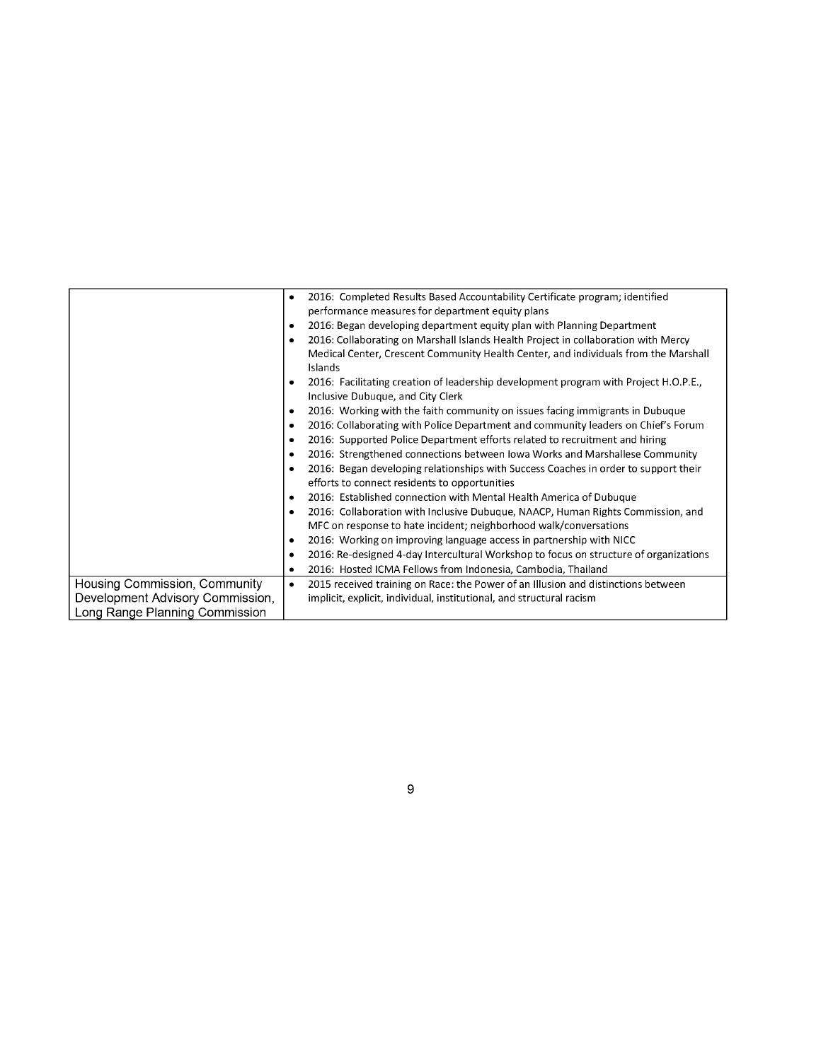| | |
|---|---|
| | • 2016: Completed Results Based Accountability Certificate program; identified performance measures for department equity plans<br>• 2016: Began developing department equity plan with Planning Department<br>• 2016: Collaborating on Marshall Islands Health Project in collaboration with Mercy Medical Center, Crescent Community Health Center, and individuals from the Marshall Islands<br>• 2016: Facilitating creation of leadership development program with Project H.O.P.E., Inclusive Dubuque, and City Clerk<br>• 2016: Working with the faith community on issues facing immigrants in Dubuque<br>• 2016: Collaborating with Police Department and community leaders on Chief's Forum<br>• 2016: Supported Police Department efforts related to recruitment and hiring<br>• 2016: Strengthened connections between Iowa Works and Marshallese Community<br>• 2016: Began developing relationships with Success Coaches in order to support their efforts to connect residents to opportunities<br>• 2016: Established connection with Mental Health America of Dubuque<br>• 2016: Collaboration with Inclusive Dubuque, NAACP, Human Rights Commission, and MFC on response to hate incident; neighborhood walk/conversations<br>• 2016: Working on improving language access in partnership with NICC<br>• 2016: Re-designed 4-day Intercultural Workshop to focus on structure of organizations<br>• 2016: Hosted ICMA Fellows from Indonesia, Cambodia, Thailand |
| Housing Commission, Community Development Advisory Commission, Long Range Planning Commission | • 2015 received training on Race: the Power of an Illusion and distinctions between implicit, explicit, individual, institutional, and structural racism |